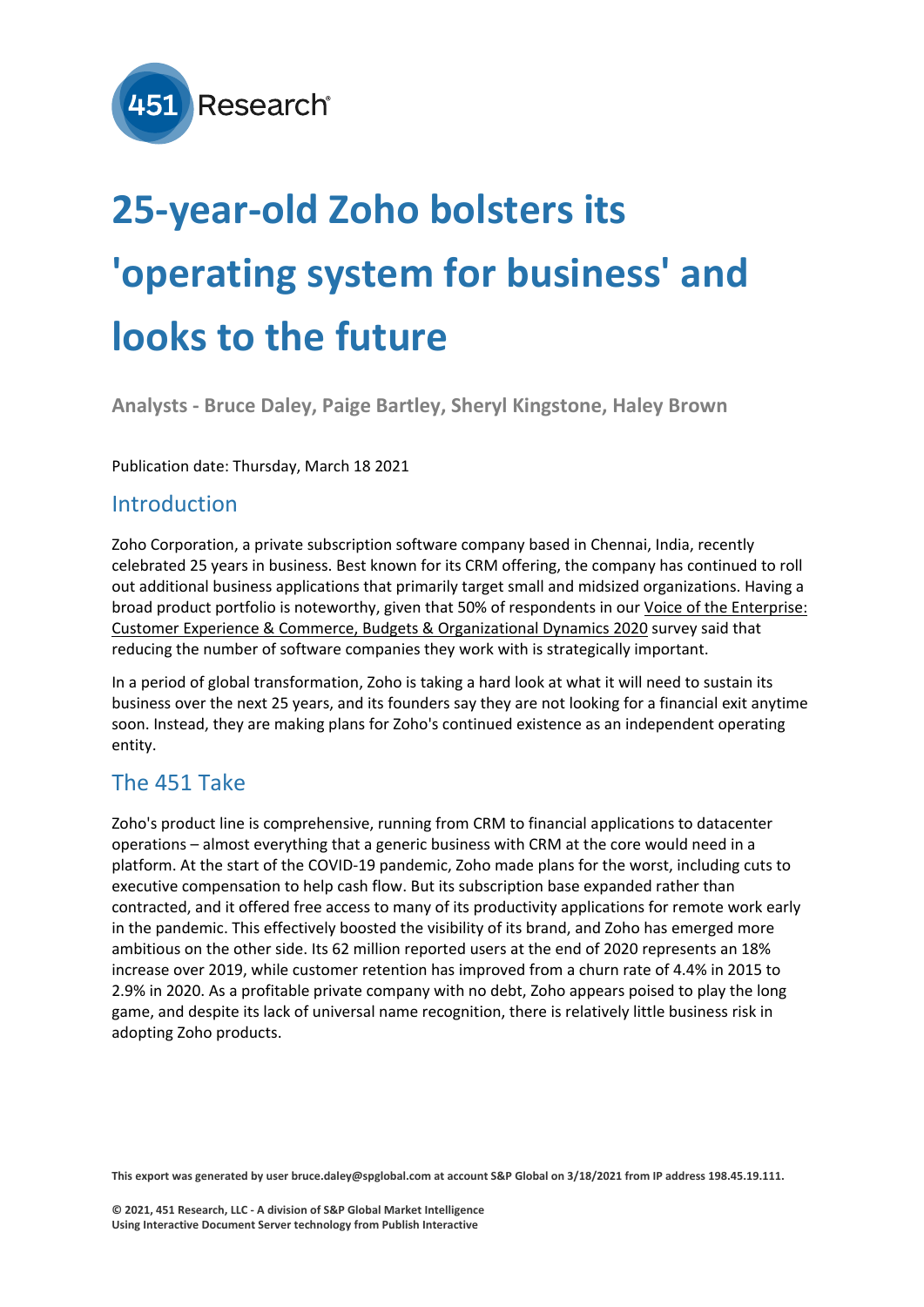# 25-year-old Zoho bolsters its 'operating system for business' and looks to the future

**Analysts - Bruce Daley, Paige Bartley, Sheryl Kingstone, Haley Brown**

Publication date: Thursday, March 18 2021

## Introduction

Zoho Corporation, a private subscription software company based in Chennai, India, recently celebrated 25 years in business. Best known for its CRM offering, the company has continued to roll out additional business applications that primarily target small and midsized organizations. Having a broad product portfolio is noteworthy, given that 50% of respondents in our Voice of the Enterprise: Customer Experience & Commerce, Budgets & Organizational Dynamics 2020 survey said that reducing the number of software companies they work with is strategically important.

In a period of global transformation, Zoho is taking a hard look at what it will need to sustain its business over the next 25 years, and its founders say they are not looking for a financial exit anytime soon. Instead, they are making plans for Zoho's continued existence as an independent operating entity.

## The 451 Take

Zoho's product line is comprehensive, running from CRM to financial applications to datacenter operations – almost everything that a generic business with CRM at the core would need in a platform. At the start of the COVID-19 pandemic, Zoho made plans for the worst, including cuts to executive compensation to help cash flow. But its subscription base expanded rather than contracted, and it offered free access to many of its productivity applications for remote work early in the pandemic. This effectively boosted the visibility of its brand, and Zoho has emerged more ambitious on the other side. Its 62 million reported users at the end of 2020 represents an 18% increase over 2019, while customer retention has improved from a churn rate of 4.4% in 2015 to 2.9% in 2020. As a profitable private company with no debt, Zoho appears poised to play the long game, and despite its lack of universal name recognition, there is relatively little business risk in adopting Zoho products.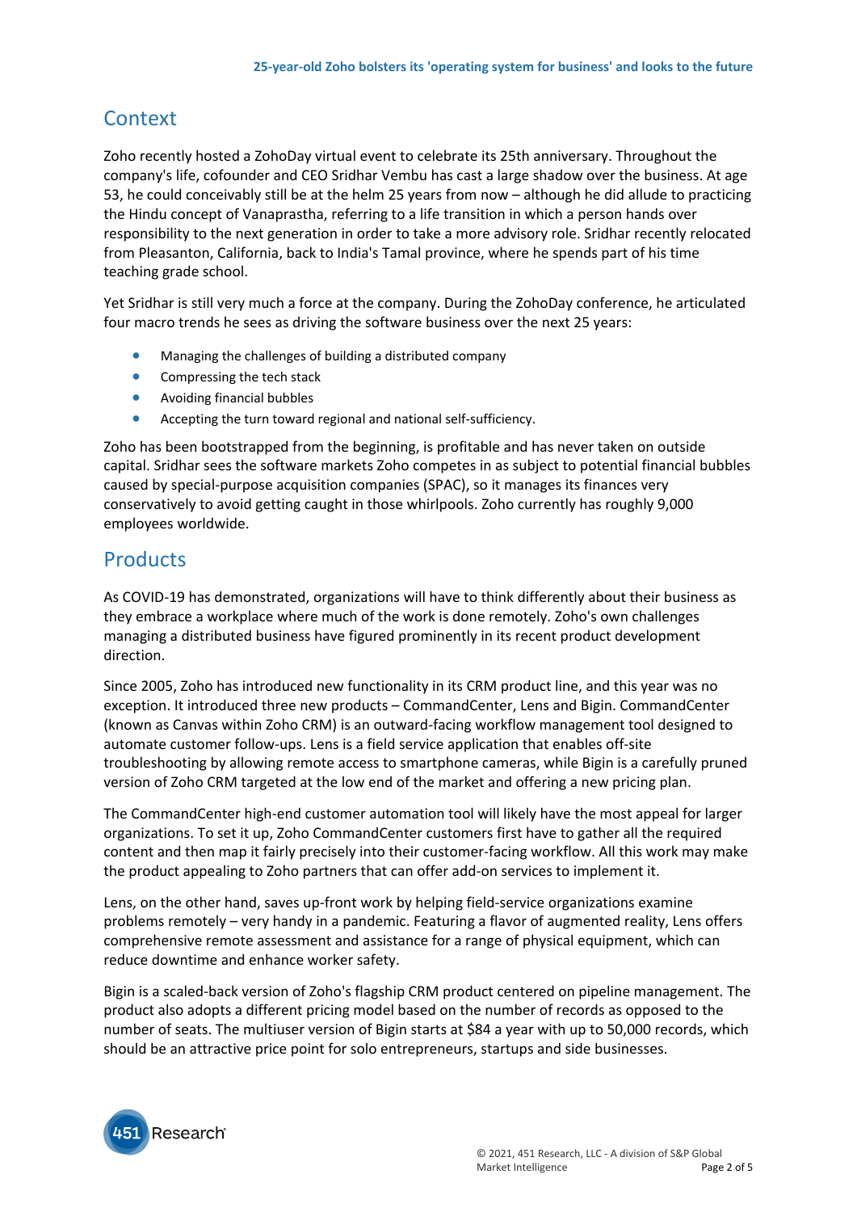## Context

Zoho recently hosted a ZohoDay virtual event to celebrate its 25th anniversary. Throughout the company's life, cofounder and CEO Sridhar Vembu has cast a large shadow over the business. At age 53, he could conceivably still be at the helm 25 years from now – although he did allude to practicing the Hindu concept of Vanaprastha, referring to a life transition in which a person hands over responsibility to the next generation in order to take a more advisory role. Sridhar recently relocated from Pleasanton, California, back to India's Tamal province, where he spends part of his time teaching grade school.

Yet Sridhar is still very much a force at the company. During the ZohoDay conference, he articulated four macro trends he sees as driving the software business over the next 25 years:

- Managing the challenges of building a distributed company
- Compressing the tech stack
- Avoiding financial bubbles
- Accepting the turn toward regional and national self-sufficiency.

Zoho has been bootstrapped from the beginning, is profitable and has never taken on outside capital. Sridhar sees the software markets Zoho competes in as subject to potential financial bubbles caused by special-purpose acquisition companies (SPAC), so it manages its finances very conservatively to avoid getting caught in those whirlpools. Zoho currently has roughly 9,000 employees worldwide.

## Products

As COVID-19 has demonstrated, organizations will have to think differently about their business as they embrace a workplace where much of the work is done remotely. Zoho's own challenges managing a distributed business have figured prominently in its recent product development direction.

Since 2005, Zoho has introduced new functionality in its CRM product line, and this year was no exception. It introduced three new products – CommandCenter, Lens and Bigin. CommandCenter (known as Canvas within Zoho CRM) is an outward-facing workflow management tool designed to automate customer follow-ups. Lens is a field service application that enables off-site troubleshooting by allowing remote access to smartphone cameras, while Bigin is a carefully pruned version of Zoho CRM targeted at the low end of the market and offering a new pricing plan.

The CommandCenter high-end customer automation tool will likely have the most appeal for larger organizations. To set it up, Zoho CommandCenter customers first have to gather all the required content and then map it fairly precisely into their customer-facing workflow. All this work may make the product appealing to Zoho partners that can offer add-on services to implement it.

Lens, on the other hand, saves up-front work by helping field-service organizations examine problems remotely – very handy in a pandemic. Featuring a flavor of augmented reality, Lens offers comprehensive remote assessment and assistance for a range of physical equipment, which can reduce downtime and enhance worker safety.

Bigin is a scaled-back version of Zoho's flagship CRM product centered on pipeline management. The product also adopts a different pricing model based on the number of records as opposed to the number of seats. The multiuser version of Bigin starts at $84 a year with up to 50,000 records, which should be an attractive price point for solo entrepreneurs, startups and side businesses.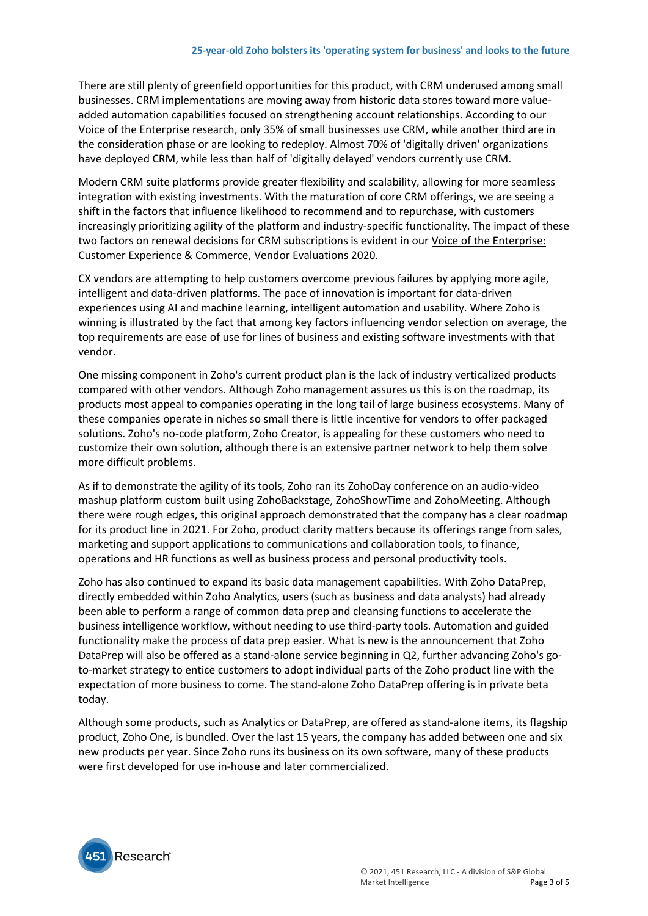There are still plenty of greenfield opportunities for this product, with CRM underused among small businesses. CRM implementations are moving away from historic data stores toward more value-added automation capabilities focused on strengthening account relationships. According to our Voice of the Enterprise research, only 35% of small businesses use CRM, while another third are in the consideration phase or are looking to redeploy. Almost 70% of 'digitally driven' organizations have deployed CRM, while less than half of 'digitally delayed' vendors currently use CRM.

Modern CRM suite platforms provide greater flexibility and scalability, allowing for more seamless integration with existing investments. With the maturation of core CRM offerings, we are seeing a shift in the factors that influence likelihood to recommend and to repurchase, with customers increasingly prioritizing agility of the platform and industry-specific functionality. The impact of these two factors on renewal decisions for CRM subscriptions is evident in our Voice of the Enterprise: Customer Experience & Commerce, Vendor Evaluations 2020.

CX vendors are attempting to help customers overcome previous failures by applying more agile, intelligent and data-driven platforms. The pace of innovation is important for data-driven experiences using AI and machine learning, intelligent automation and usability. Where Zoho is winning is illustrated by the fact that among key factors influencing vendor selection on average, the top requirements are ease of use for lines of business and existing software investments with that vendor.

One missing component in Zoho's current product plan is the lack of industry verticalized products compared with other vendors. Although Zoho management assures us this is on the roadmap, its products most appeal to companies operating in the long tail of large business ecosystems. Many of these companies operate in niches so small there is little incentive for vendors to offer packaged solutions. Zoho's no-code platform, Zoho Creator, is appealing for these customers who need to customize their own solution, although there is an extensive partner network to help them solve more difficult problems.

As if to demonstrate the agility of its tools, Zoho ran its ZohoDay conference on an audio-video mashup platform custom built using ZohoBackstage, ZohoShowTime and ZohoMeeting. Although there were rough edges, this original approach demonstrated that the company has a clear roadmap for its product line in 2021. For Zoho, product clarity matters because its offerings range from sales, marketing and support applications to communications and collaboration tools, to finance, operations and HR functions as well as business process and personal productivity tools.

Zoho has also continued to expand its basic data management capabilities. With Zoho DataPrep, directly embedded within Zoho Analytics, users (such as business and data analysts) had already been able to perform a range of common data prep and cleansing functions to accelerate the business intelligence workflow, without needing to use third-party tools. Automation and guided functionality make the process of data prep easier. What is new is the announcement that Zoho DataPrep will also be offered as a stand-alone service beginning in Q2, further advancing Zoho's go-to-market strategy to entice customers to adopt individual parts of the Zoho product line with the expectation of more business to come. The stand-alone Zoho DataPrep offering is in private beta today.

Although some products, such as Analytics or DataPrep, are offered as stand-alone items, its flagship product, Zoho One, is bundled. Over the last 15 years, the company has added between one and six new products per year. Since Zoho runs its business on its own software, many of these products were first developed for use in-house and later commercialized.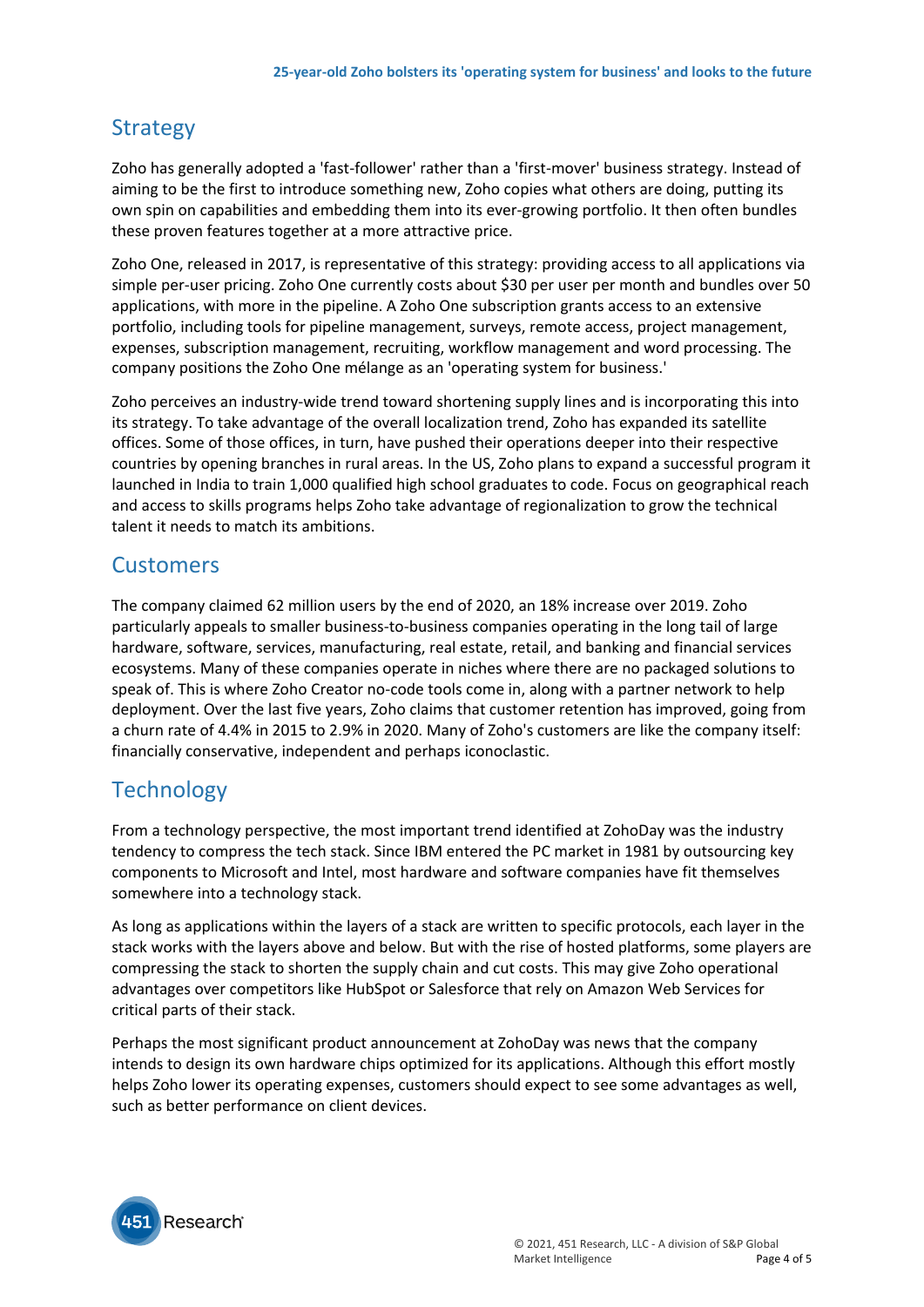## Strategy

Zoho has generally adopted a 'fast-follower' rather than a 'first-mover' business strategy. Instead of aiming to be the first to introduce something new, Zoho copies what others are doing, putting its own spin on capabilities and embedding them into its ever-growing portfolio. It then often bundles these proven features together at a more attractive price.

Zoho One, released in 2017, is representative of this strategy: providing access to all applications via simple per-user pricing. Zoho One currently costs about $30 per user per month and bundles over 50 applications, with more in the pipeline. A Zoho One subscription grants access to an extensive portfolio, including tools for pipeline management, surveys, remote access, project management, expenses, subscription management, recruiting, workflow management and word processing. The company positions the Zoho One mélange as an 'operating system for business.'

Zoho perceives an industry-wide trend toward shortening supply lines and is incorporating this into its strategy. To take advantage of the overall localization trend, Zoho has expanded its satellite offices. Some of those offices, in turn, have pushed their operations deeper into their respective countries by opening branches in rural areas. In the US, Zoho plans to expand a successful program it launched in India to train 1,000 qualified high school graduates to code. Focus on geographical reach and access to skills programs helps Zoho take advantage of regionalization to grow the technical talent it needs to match its ambitions.

## Customers

The company claimed 62 million users by the end of 2020, an 18% increase over 2019. Zoho particularly appeals to smaller business-to-business companies operating in the long tail of large hardware, software, services, manufacturing, real estate, retail, and banking and financial services ecosystems. Many of these companies operate in niches where there are no packaged solutions to speak of. This is where Zoho Creator no-code tools come in, along with a partner network to help deployment. Over the last five years, Zoho claims that customer retention has improved, going from a churn rate of 4.4% in 2015 to 2.9% in 2020. Many of Zoho's customers are like the company itself: financially conservative, independent and perhaps iconoclastic.

## Technology

From a technology perspective, the most important trend identified at ZohoDay was the industry tendency to compress the tech stack. Since IBM entered the PC market in 1981 by outsourcing key components to Microsoft and Intel, most hardware and software companies have fit themselves somewhere into a technology stack.

As long as applications within the layers of a stack are written to specific protocols, each layer in the stack works with the layers above and below. But with the rise of hosted platforms, some players are compressing the stack to shorten the supply chain and cut costs. This may give Zoho operational advantages over competitors like HubSpot or Salesforce that rely on Amazon Web Services for critical parts of their stack.

Perhaps the most significant product announcement at ZohoDay was news that the company intends to design its own hardware chips optimized for its applications. Although this effort mostly helps Zoho lower its operating expenses, customers should expect to see some advantages as well, such as better performance on client devices.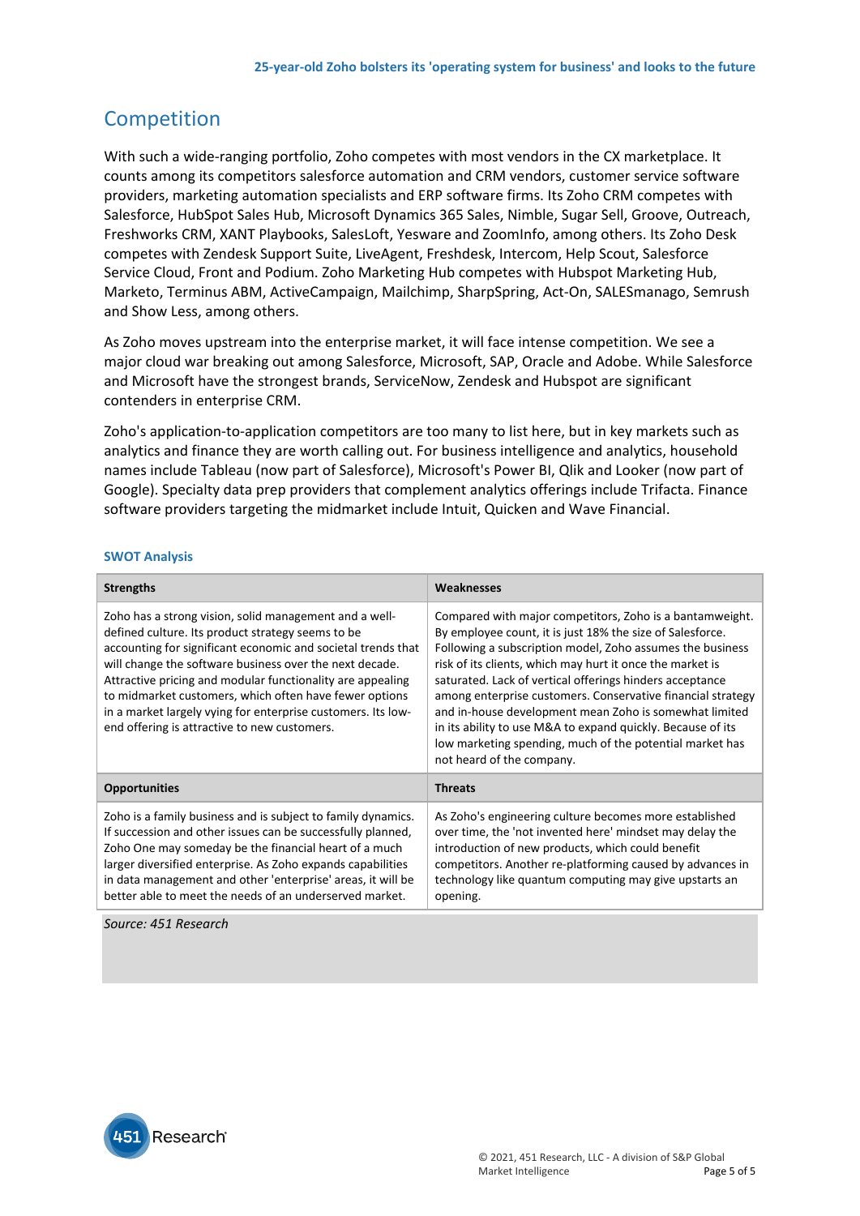## Competition

With such a wide-ranging portfolio, Zoho competes with most vendors in the CX marketplace. It counts among its competitors salesforce automation and CRM vendors, customer service software providers, marketing automation specialists and ERP software firms. Its Zoho CRM competes with Salesforce, HubSpot Sales Hub, Microsoft Dynamics 365 Sales, Nimble, Sugar Sell, Groove, Outreach, Freshworks CRM, XANT Playbooks, SalesLoft, Yesware and ZoomInfo, among others. Its Zoho Desk competes with Zendesk Support Suite, LiveAgent, Freshdesk, Intercom, Help Scout, Salesforce Service Cloud, Front and Podium. Zoho Marketing Hub competes with Hubspot Marketing Hub, Marketo, Terminus ABM, ActiveCampaign, Mailchimp, SharpSpring, Act-On, SALESmanago, Semrush and Show Less, among others.

As Zoho moves upstream into the enterprise market, it will face intense competition. We see a major cloud war breaking out among Salesforce, Microsoft, SAP, Oracle and Adobe. While Salesforce and Microsoft have the strongest brands, ServiceNow, Zendesk and Hubspot are significant contenders in enterprise CRM.

Zoho's application-to-application competitors are too many to list here, but in key markets such as analytics and finance they are worth calling out. For business intelligence and analytics, household names include Tableau (now part of Salesforce), Microsoft's Power BI, Qlik and Looker (now part of Google). Specialty data prep providers that complement analytics offerings include Trifacta. Finance software providers targeting the midmarket include Intuit, Quicken and Wave Financial.

### SWOT Analysis

| Strengths | Weaknesses |
| --- | --- |
| Zoho has a strong vision, solid management and a well-defined culture. Its product strategy seems to be accounting for significant economic and societal trends that will change the software business over the next decade. Attractive pricing and modular functionality are appealing to midmarket customers, which often have fewer options in a market largely vying for enterprise customers. Its low-end offering is attractive to new customers. | Compared with major competitors, Zoho is a bantamweight. By employee count, it is just 18% the size of Salesforce. Following a subscription model, Zoho assumes the business risk of its clients, which may hurt it once the market is saturated. Lack of vertical offerings hinders acceptance among enterprise customers. Conservative financial strategy and in-house development mean Zoho is somewhat limited in its ability to use M&A to expand quickly. Because of its low marketing spending, much of the potential market has not heard of the company. |
| **Opportunities** | **Threats** |
| Zoho is a family business and is subject to family dynamics. If succession and other issues can be successfully planned, Zoho One may someday be the financial heart of a much larger diversified enterprise. As Zoho expands capabilities in data management and other 'enterprise' areas, it will be better able to meet the needs of an underserved market. | As Zoho's engineering culture becomes more established over time, the 'not invented here' mindset may delay the introduction of new products, which could benefit competitors. Another re-platforming caused by advances in technology like quantum computing may give upstarts an opening. |

*Source: 451 Research*